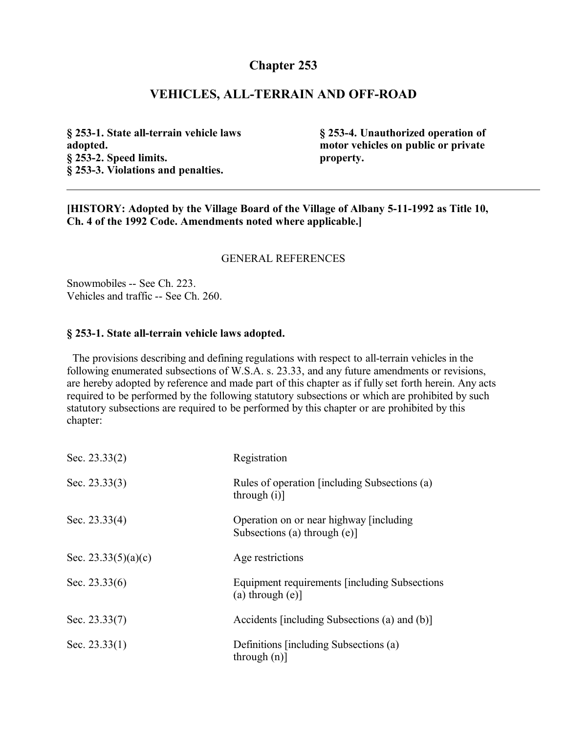# Chapter 253

## VEHICLES, ALL-TERRAIN AND OFF-ROAD

**§ 253-1. State all-terrain vehicle laws adopted.**
**§ 253-2. Speed limits.**
**§ 253-3. Violations and penalties.**
**§ 253-4. Unauthorized operation of motor vehicles on public or private property.**

---

**[HISTORY: Adopted by the Village Board of the Village of Albany 5-11-1992 as Title 10, Ch. 4 of the 1992 Code. Amendments noted where applicable.]**

GENERAL REFERENCES

Snowmobiles -- See Ch. 223.
Vehicles and traffic -- See Ch. 260.

### § 253-1. State all-terrain vehicle laws adopted.

The provisions describing and defining regulations with respect to all-terrain vehicles in the following enumerated subsections of W.S.A. s. 23.33, and any future amendments or revisions, are hereby adopted by reference and made part of this chapter as if fully set forth herein. Any acts required to be performed by the following statutory subsections or which are prohibited by such statutory subsections are required to be performed by this chapter or are prohibited by this chapter:

| | |
|---|---|
| Sec. 23.33(2) | Registration |
| Sec. 23.33(3) | Rules of operation [including Subsections (a) through (i)] |
| Sec. 23.33(4) | Operation on or near highway [including Subsections (a) through (e)] |
| Sec. 23.33(5)(a)(c) | Age restrictions |
| Sec. 23.33(6) | Equipment requirements [including Subsections (a) through (e)] |
| Sec. 23.33(7) | Accidents [including Subsections (a) and (b)] |
| Sec. 23.33(1) | Definitions [including Subsections (a) through (n)] |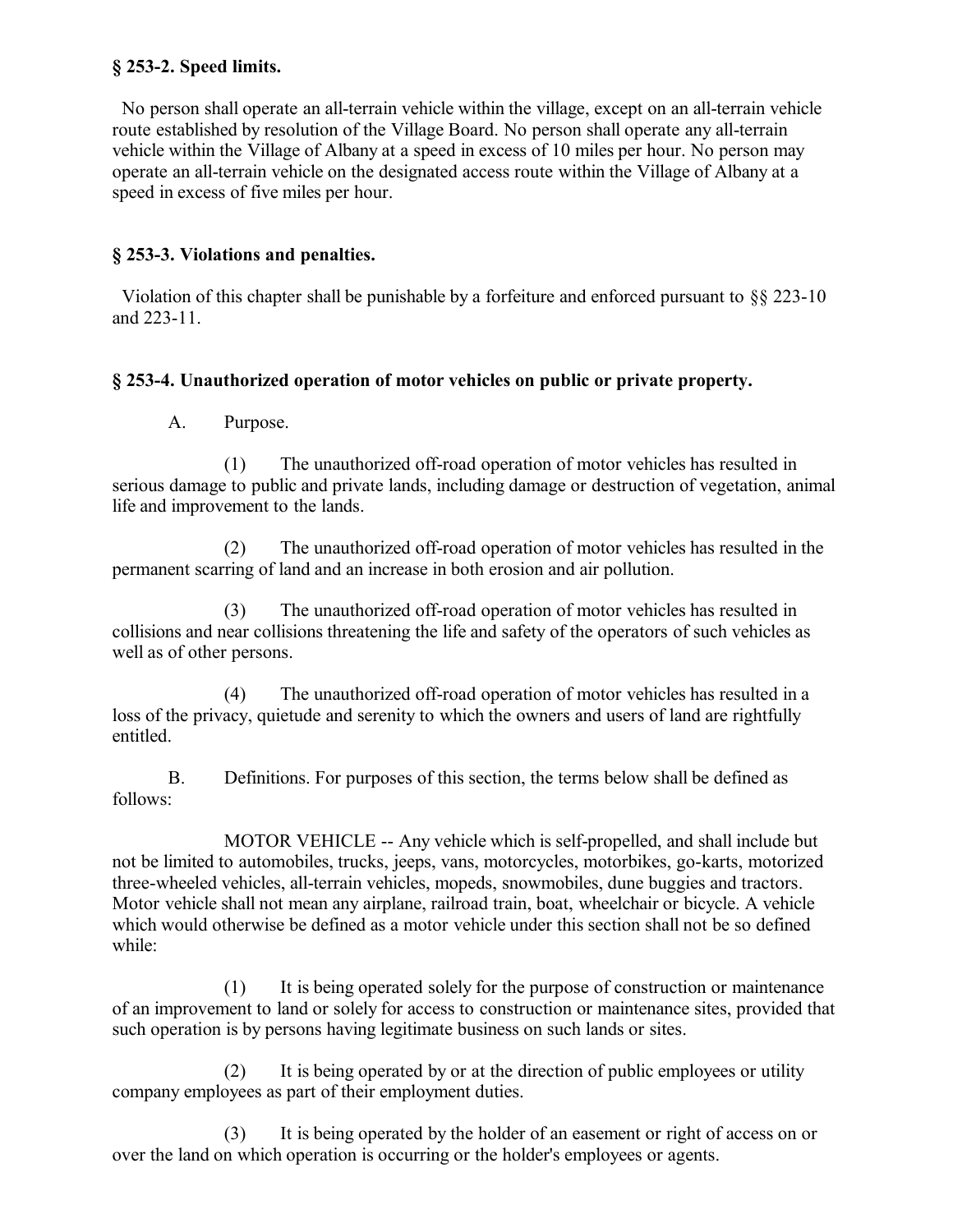**§ 253-2. Speed limits.**

No person shall operate an all-terrain vehicle within the village, except on an all-terrain vehicle route established by resolution of the Village Board. No person shall operate any all-terrain vehicle within the Village of Albany at a speed in excess of 10 miles per hour. No person may operate an all-terrain vehicle on the designated access route within the Village of Albany at a speed in excess of five miles per hour.

**§ 253-3. Violations and penalties.**

Violation of this chapter shall be punishable by a forfeiture and enforced pursuant to §§ 223-10 and 223-11.

**§ 253-4. Unauthorized operation of motor vehicles on public or private property.**

A. Purpose.

(1) The unauthorized off-road operation of motor vehicles has resulted in serious damage to public and private lands, including damage or destruction of vegetation, animal life and improvement to the lands.

(2) The unauthorized off-road operation of motor vehicles has resulted in the permanent scarring of land and an increase in both erosion and air pollution.

(3) The unauthorized off-road operation of motor vehicles has resulted in collisions and near collisions threatening the life and safety of the operators of such vehicles as well as of other persons.

(4) The unauthorized off-road operation of motor vehicles has resulted in a loss of the privacy, quietude and serenity to which the owners and users of land are rightfully entitled.

B. Definitions. For purposes of this section, the terms below shall be defined as follows:

MOTOR VEHICLE -- Any vehicle which is self-propelled, and shall include but not be limited to automobiles, trucks, jeeps, vans, motorcycles, motorbikes, go-karts, motorized three-wheeled vehicles, all-terrain vehicles, mopeds, snowmobiles, dune buggies and tractors. Motor vehicle shall not mean any airplane, railroad train, boat, wheelchair or bicycle. A vehicle which would otherwise be defined as a motor vehicle under this section shall not be so defined while:

(1) It is being operated solely for the purpose of construction or maintenance of an improvement to land or solely for access to construction or maintenance sites, provided that such operation is by persons having legitimate business on such lands or sites.

(2) It is being operated by or at the direction of public employees or utility company employees as part of their employment duties.

(3) It is being operated by the holder of an easement or right of access on or over the land on which operation is occurring or the holder's employees or agents.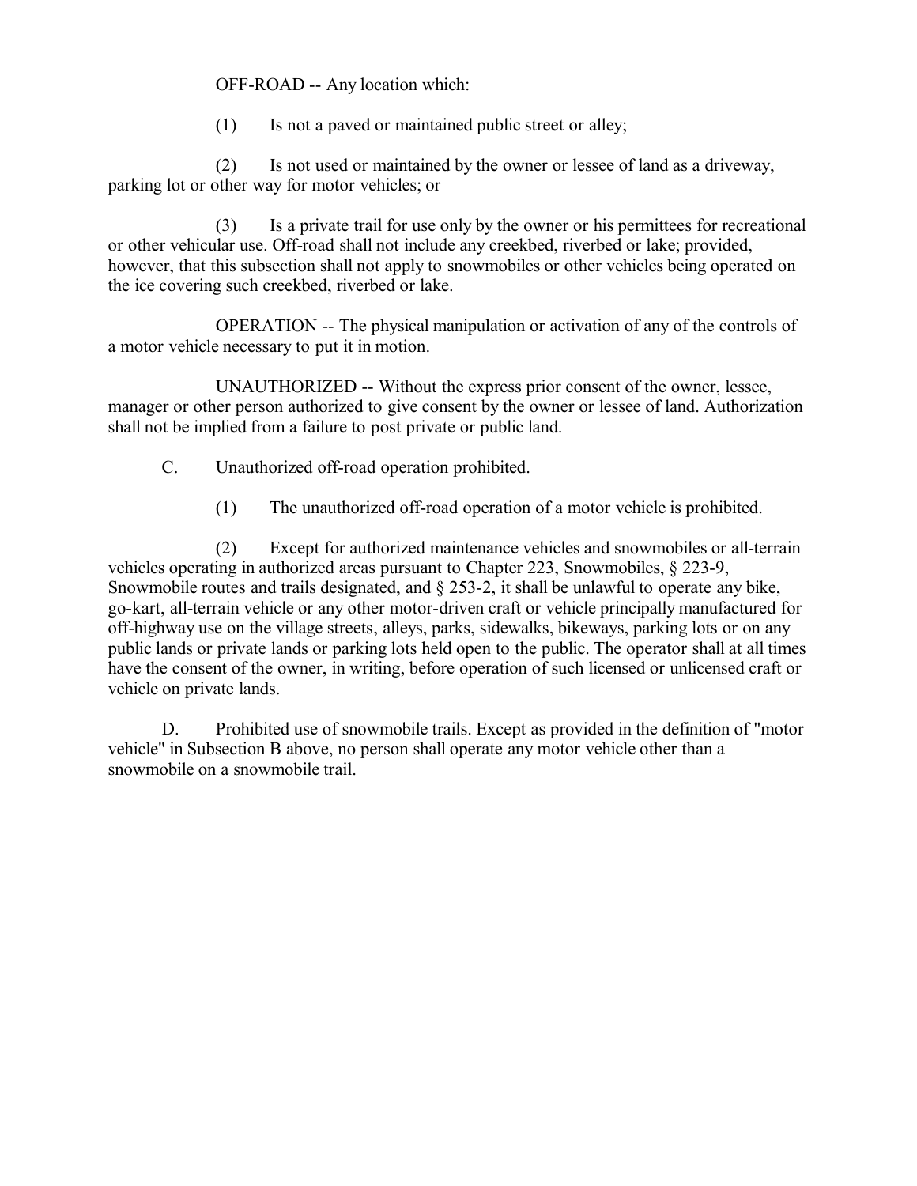OFF-ROAD -- Any location which:

(1) Is not a paved or maintained public street or alley;

(2) Is not used or maintained by the owner or lessee of land as a driveway, parking lot or other way for motor vehicles; or

(3) Is a private trail for use only by the owner or his permittees for recreational or other vehicular use. Off-road shall not include any creekbed, riverbed or lake; provided, however, that this subsection shall not apply to snowmobiles or other vehicles being operated on the ice covering such creekbed, riverbed or lake.

OPERATION -- The physical manipulation or activation of any of the controls of a motor vehicle necessary to put it in motion.

UNAUTHORIZED -- Without the express prior consent of the owner, lessee, manager or other person authorized to give consent by the owner or lessee of land. Authorization shall not be implied from a failure to post private or public land.

C. Unauthorized off-road operation prohibited.

(1) The unauthorized off-road operation of a motor vehicle is prohibited.

(2) Except for authorized maintenance vehicles and snowmobiles or all-terrain vehicles operating in authorized areas pursuant to Chapter 223, Snowmobiles, § 223-9, Snowmobile routes and trails designated, and § 253-2, it shall be unlawful to operate any bike, go-kart, all-terrain vehicle or any other motor-driven craft or vehicle principally manufactured for off-highway use on the village streets, alleys, parks, sidewalks, bikeways, parking lots or on any public lands or private lands or parking lots held open to the public. The operator shall at all times have the consent of the owner, in writing, before operation of such licensed or unlicensed craft or vehicle on private lands.

D. Prohibited use of snowmobile trails. Except as provided in the definition of "motor vehicle" in Subsection B above, no person shall operate any motor vehicle other than a snowmobile on a snowmobile trail.